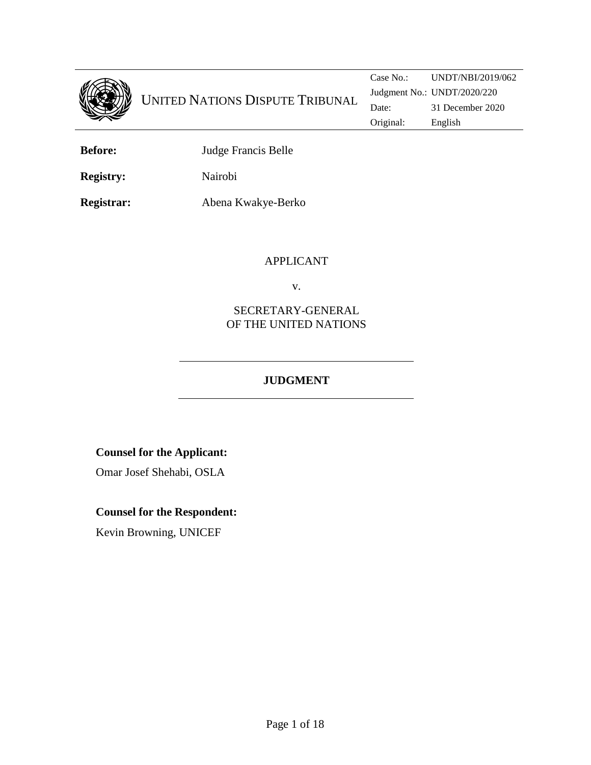# UNITED NATIONS DISPUTE TRIBUNAL

| | |
|---|---|
| Case No.: | UNDT/NBI/2019/062 |
| Judgment No.: | UNDT/2020/220 |
| Date: | 31 December 2020 |
| Original: | English |

**Before:** Judge Francis Belle

**Registry:** Nairobi

**Registrar:** Abena Kwakye-Berko

APPLICANT

v.

SECRETARY-GENERAL
OF THE UNITED NATIONS

## JUDGMENT

**Counsel for the Applicant:**

Omar Josef Shehabi, OSLA

**Counsel for the Respondent:**

Kevin Browning, UNICEF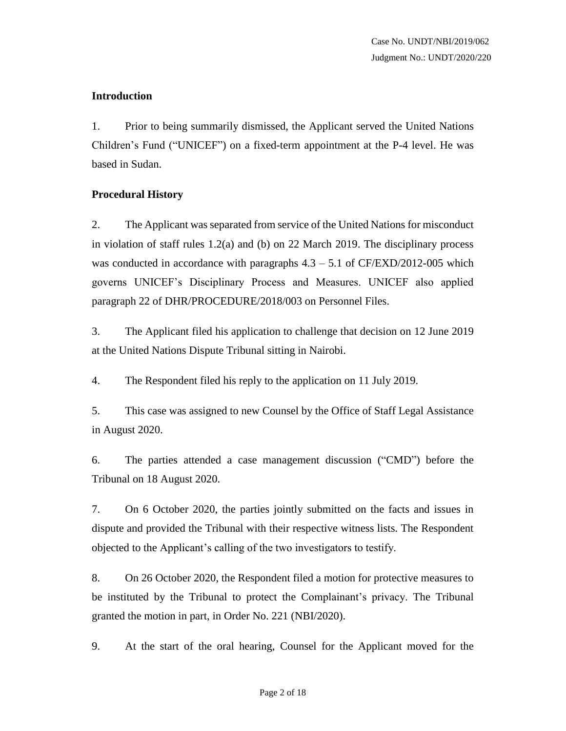## Introduction

1. Prior to being summarily dismissed, the Applicant served the United Nations Children's Fund ("UNICEF") on a fixed-term appointment at the P-4 level. He was based in Sudan.

## Procedural History

2. The Applicant was separated from service of the United Nations for misconduct in violation of staff rules 1.2(a) and (b) on 22 March 2019. The disciplinary process was conducted in accordance with paragraphs 4.3 – 5.1 of CF/EXD/2012-005 which governs UNICEF's Disciplinary Process and Measures. UNICEF also applied paragraph 22 of DHR/PROCEDURE/2018/003 on Personnel Files.

3. The Applicant filed his application to challenge that decision on 12 June 2019 at the United Nations Dispute Tribunal sitting in Nairobi.

4. The Respondent filed his reply to the application on 11 July 2019.

5. This case was assigned to new Counsel by the Office of Staff Legal Assistance in August 2020.

6. The parties attended a case management discussion ("CMD") before the Tribunal on 18 August 2020.

7. On 6 October 2020, the parties jointly submitted on the facts and issues in dispute and provided the Tribunal with their respective witness lists. The Respondent objected to the Applicant's calling of the two investigators to testify.

8. On 26 October 2020, the Respondent filed a motion for protective measures to be instituted by the Tribunal to protect the Complainant's privacy. The Tribunal granted the motion in part, in Order No. 221 (NBI/2020).

9. At the start of the oral hearing, Counsel for the Applicant moved for the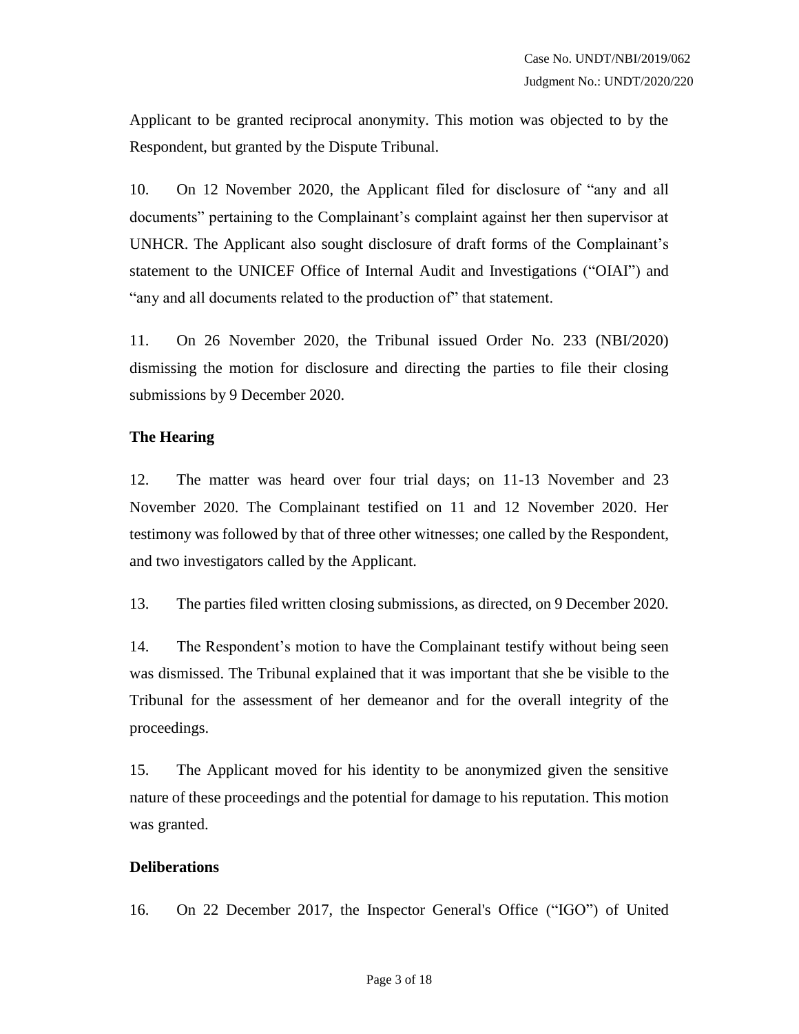Applicant to be granted reciprocal anonymity. This motion was objected to by the Respondent, but granted by the Dispute Tribunal.

10. On 12 November 2020, the Applicant filed for disclosure of "any and all documents" pertaining to the Complainant's complaint against her then supervisor at UNHCR. The Applicant also sought disclosure of draft forms of the Complainant's statement to the UNICEF Office of Internal Audit and Investigations ("OIAI") and "any and all documents related to the production of" that statement.

11. On 26 November 2020, the Tribunal issued Order No. 233 (NBI/2020) dismissing the motion for disclosure and directing the parties to file their closing submissions by 9 December 2020.

**The Hearing**

12. The matter was heard over four trial days; on 11-13 November and 23 November 2020. The Complainant testified on 11 and 12 November 2020. Her testimony was followed by that of three other witnesses; one called by the Respondent, and two investigators called by the Applicant.

13. The parties filed written closing submissions, as directed, on 9 December 2020.

14. The Respondent's motion to have the Complainant testify without being seen was dismissed. The Tribunal explained that it was important that she be visible to the Tribunal for the assessment of her demeanor and for the overall integrity of the proceedings.

15. The Applicant moved for his identity to be anonymized given the sensitive nature of these proceedings and the potential for damage to his reputation. This motion was granted.

**Deliberations**

16. On 22 December 2017, the Inspector General's Office ("IGO") of United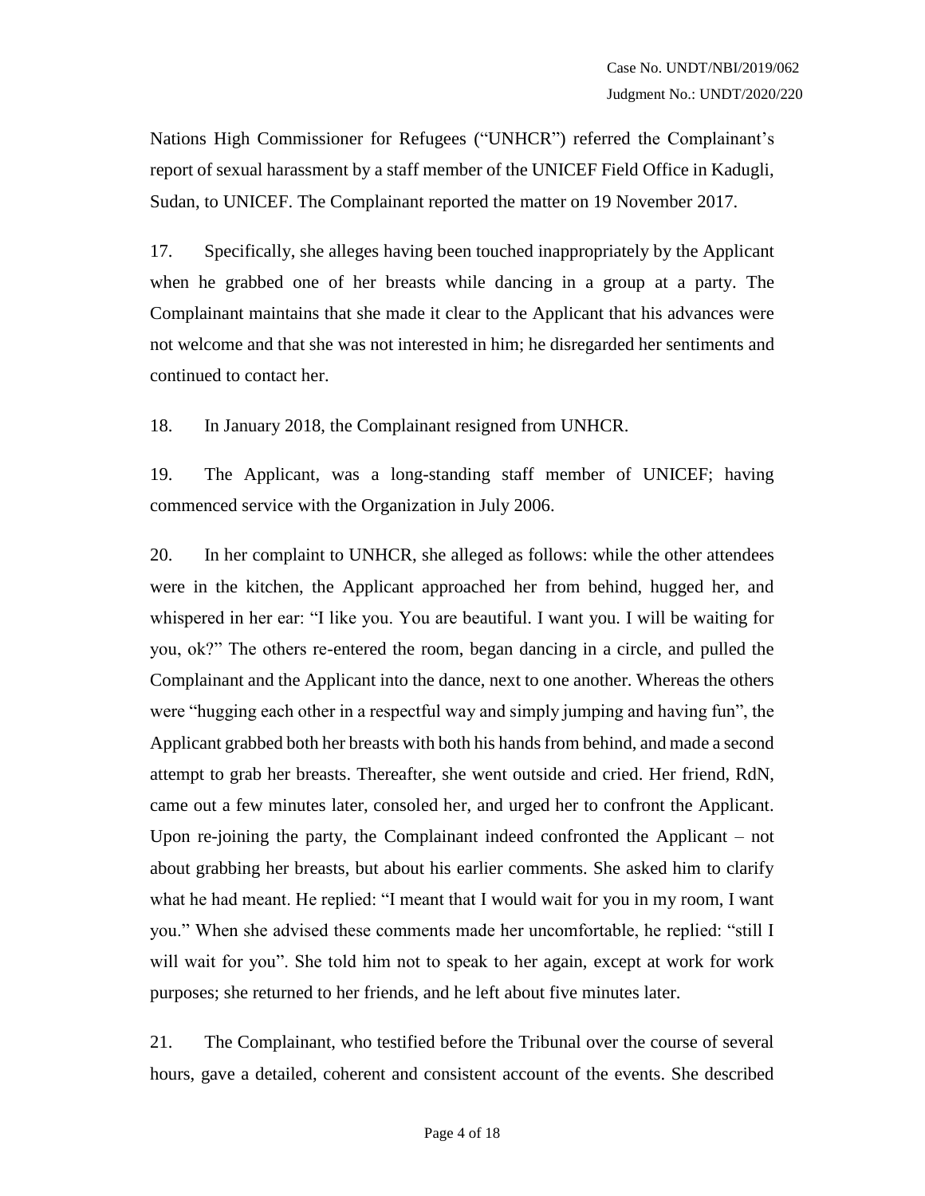Nations High Commissioner for Refugees ("UNHCR") referred the Complainant's report of sexual harassment by a staff member of the UNICEF Field Office in Kadugli, Sudan, to UNICEF. The Complainant reported the matter on 19 November 2017.

17. Specifically, she alleges having been touched inappropriately by the Applicant when he grabbed one of her breasts while dancing in a group at a party. The Complainant maintains that she made it clear to the Applicant that his advances were not welcome and that she was not interested in him; he disregarded her sentiments and continued to contact her.

18. In January 2018, the Complainant resigned from UNHCR.

19. The Applicant, was a long-standing staff member of UNICEF; having commenced service with the Organization in July 2006.

20. In her complaint to UNHCR, she alleged as follows: while the other attendees were in the kitchen, the Applicant approached her from behind, hugged her, and whispered in her ear: "I like you. You are beautiful. I want you. I will be waiting for you, ok?" The others re-entered the room, began dancing in a circle, and pulled the Complainant and the Applicant into the dance, next to one another. Whereas the others were "hugging each other in a respectful way and simply jumping and having fun", the Applicant grabbed both her breasts with both his hands from behind, and made a second attempt to grab her breasts. Thereafter, she went outside and cried. Her friend, RdN, came out a few minutes later, consoled her, and urged her to confront the Applicant. Upon re-joining the party, the Complainant indeed confronted the Applicant – not about grabbing her breasts, but about his earlier comments. She asked him to clarify what he had meant. He replied: "I meant that I would wait for you in my room, I want you." When she advised these comments made her uncomfortable, he replied: "still I will wait for you". She told him not to speak to her again, except at work for work purposes; she returned to her friends, and he left about five minutes later.

21. The Complainant, who testified before the Tribunal over the course of several hours, gave a detailed, coherent and consistent account of the events. She described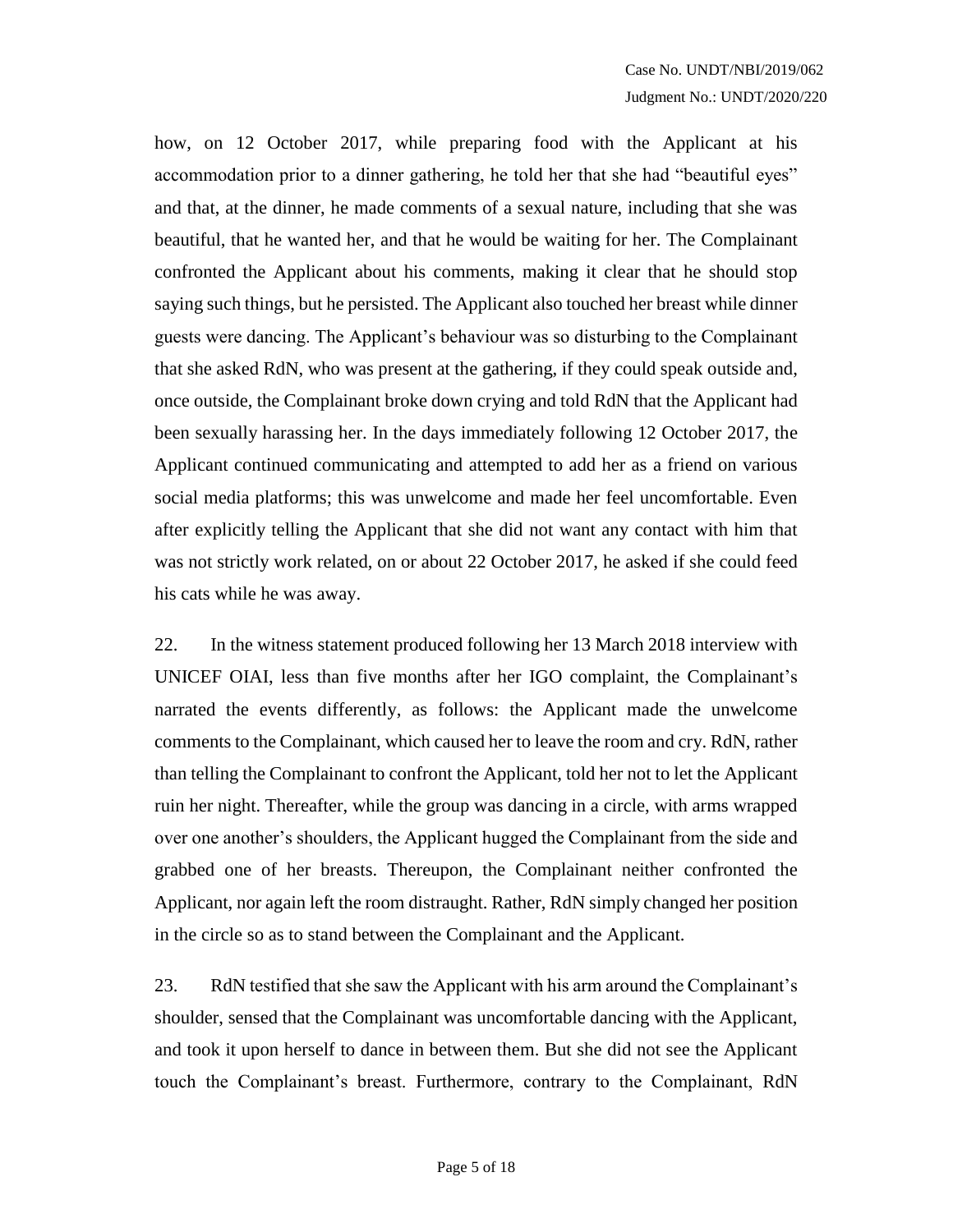how, on 12 October 2017, while preparing food with the Applicant at his accommodation prior to a dinner gathering, he told her that she had "beautiful eyes" and that, at the dinner, he made comments of a sexual nature, including that she was beautiful, that he wanted her, and that he would be waiting for her. The Complainant confronted the Applicant about his comments, making it clear that he should stop saying such things, but he persisted. The Applicant also touched her breast while dinner guests were dancing. The Applicant's behaviour was so disturbing to the Complainant that she asked RdN, who was present at the gathering, if they could speak outside and, once outside, the Complainant broke down crying and told RdN that the Applicant had been sexually harassing her. In the days immediately following 12 October 2017, the Applicant continued communicating and attempted to add her as a friend on various social media platforms; this was unwelcome and made her feel uncomfortable. Even after explicitly telling the Applicant that she did not want any contact with him that was not strictly work related, on or about 22 October 2017, he asked if she could feed his cats while he was away.

22. In the witness statement produced following her 13 March 2018 interview with UNICEF OIAI, less than five months after her IGO complaint, the Complainant's narrated the events differently, as follows: the Applicant made the unwelcome comments to the Complainant, which caused her to leave the room and cry. RdN, rather than telling the Complainant to confront the Applicant, told her not to let the Applicant ruin her night. Thereafter, while the group was dancing in a circle, with arms wrapped over one another's shoulders, the Applicant hugged the Complainant from the side and grabbed one of her breasts. Thereupon, the Complainant neither confronted the Applicant, nor again left the room distraught. Rather, RdN simply changed her position in the circle so as to stand between the Complainant and the Applicant.

23. RdN testified that she saw the Applicant with his arm around the Complainant's shoulder, sensed that the Complainant was uncomfortable dancing with the Applicant, and took it upon herself to dance in between them. But she did not see the Applicant touch the Complainant's breast. Furthermore, contrary to the Complainant, RdN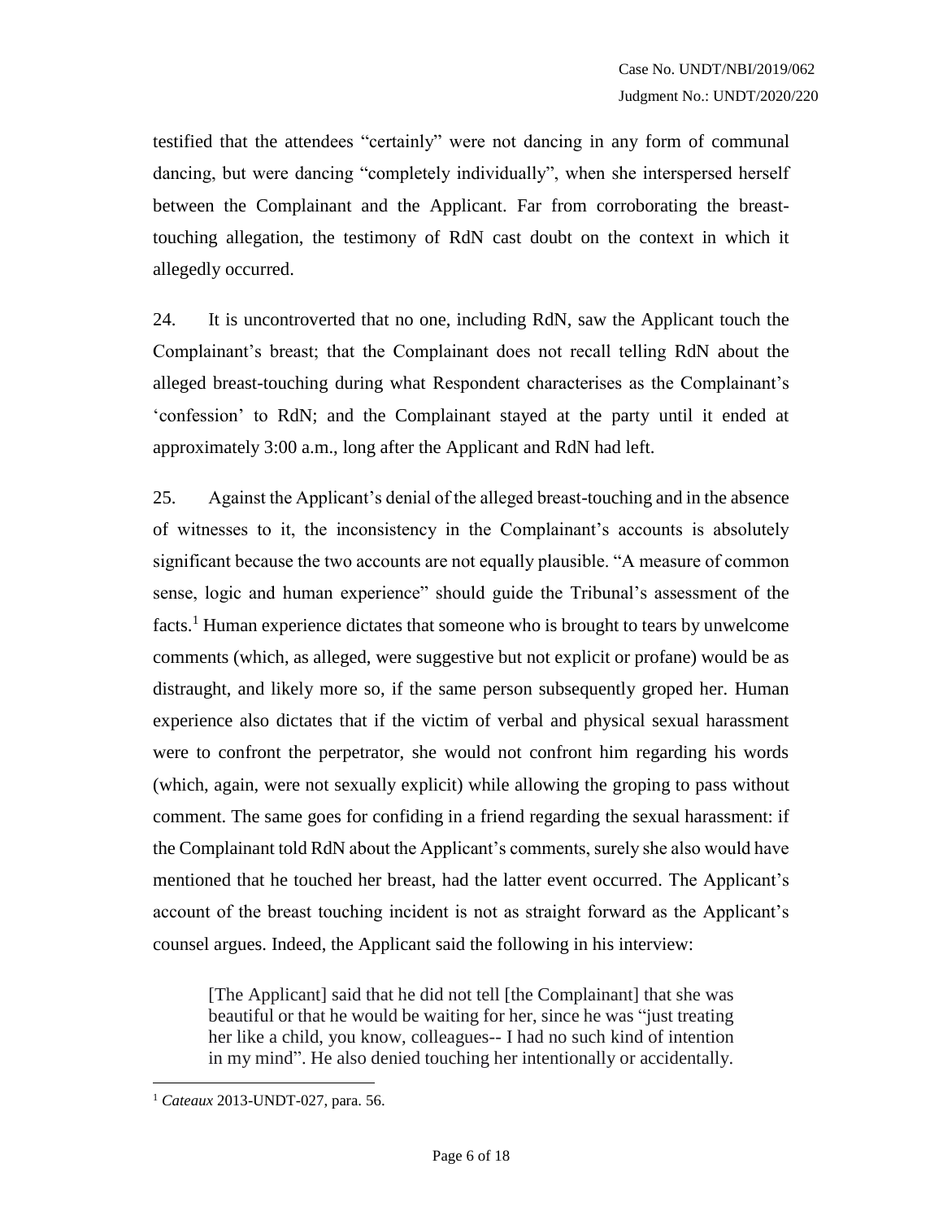testified that the attendees "certainly" were not dancing in any form of communal dancing, but were dancing "completely individually", when she interspersed herself between the Complainant and the Applicant. Far from corroborating the breast-touching allegation, the testimony of RdN cast doubt on the context in which it allegedly occurred.

24. It is uncontroverted that no one, including RdN, saw the Applicant touch the Complainant's breast; that the Complainant does not recall telling RdN about the alleged breast-touching during what Respondent characterises as the Complainant's 'confession' to RdN; and the Complainant stayed at the party until it ended at approximately 3:00 a.m., long after the Applicant and RdN had left.

25. Against the Applicant's denial of the alleged breast-touching and in the absence of witnesses to it, the inconsistency in the Complainant's accounts is absolutely significant because the two accounts are not equally plausible. "A measure of common sense, logic and human experience" should guide the Tribunal's assessment of the facts.[1] Human experience dictates that someone who is brought to tears by unwelcome comments (which, as alleged, were suggestive but not explicit or profane) would be as distraught, and likely more so, if the same person subsequently groped her. Human experience also dictates that if the victim of verbal and physical sexual harassment were to confront the perpetrator, she would not confront him regarding his words (which, again, were not sexually explicit) while allowing the groping to pass without comment. The same goes for confiding in a friend regarding the sexual harassment: if the Complainant told RdN about the Applicant's comments, surely she also would have mentioned that he touched her breast, had the latter event occurred. The Applicant's account of the breast touching incident is not as straight forward as the Applicant's counsel argues. Indeed, the Applicant said the following in his interview:

> [The Applicant] said that he did not tell [the Complainant] that she was beautiful or that he would be waiting for her, since he was "just treating her like a child, you know, colleagues-- I had no such kind of intention in my mind". He also denied touching her intentionally or accidentally.

---

[1] *Cateaux* 2013-UNDT-027, para. 56.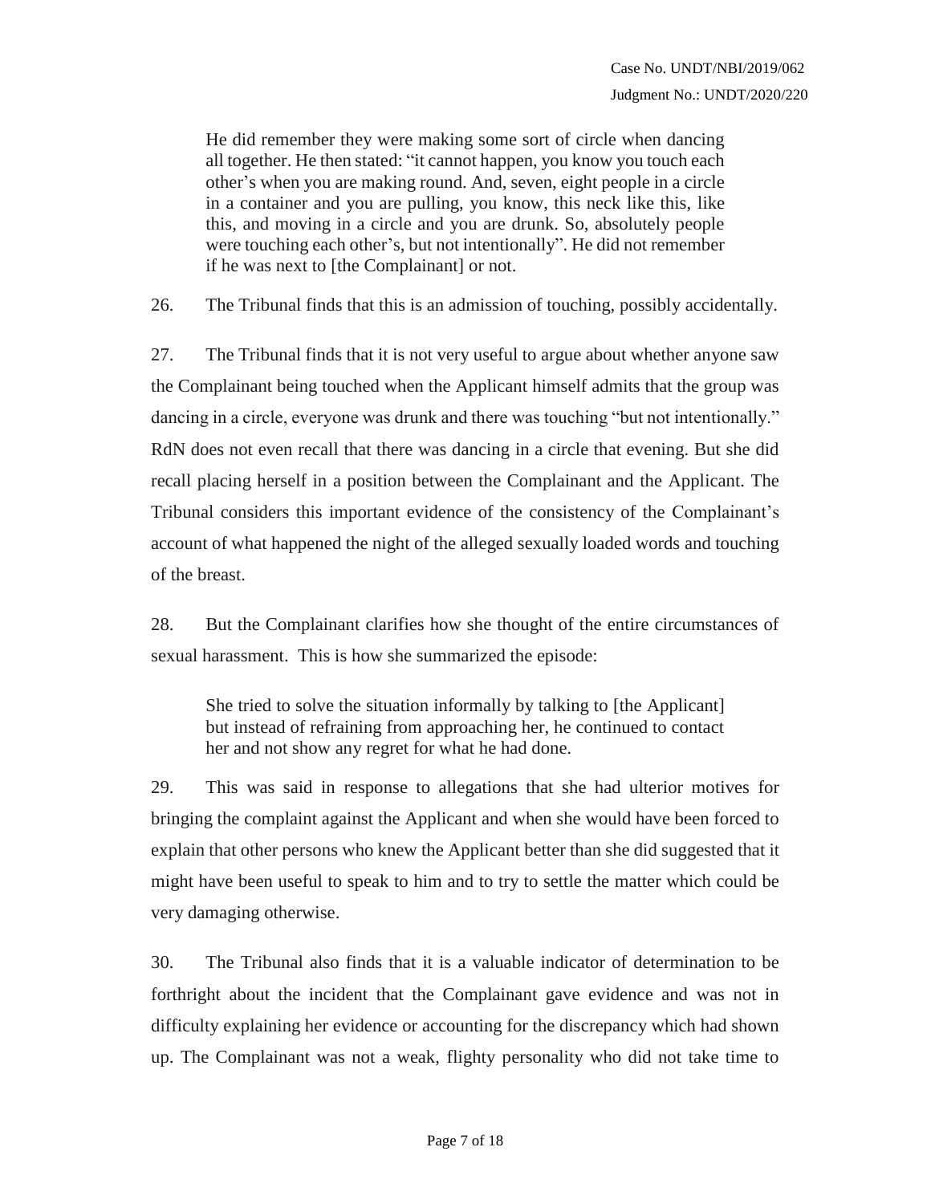> He did remember they were making some sort of circle when dancing all together. He then stated: "it cannot happen, you know you touch each other's when you are making round. And, seven, eight people in a circle in a container and you are pulling, you know, this neck like this, like this, and moving in a circle and you are drunk. So, absolutely people were touching each other's, but not intentionally". He did not remember if he was next to [the Complainant] or not.

26. The Tribunal finds that this is an admission of touching, possibly accidentally.

27. The Tribunal finds that it is not very useful to argue about whether anyone saw the Complainant being touched when the Applicant himself admits that the group was dancing in a circle, everyone was drunk and there was touching "but not intentionally." RdN does not even recall that there was dancing in a circle that evening. But she did recall placing herself in a position between the Complainant and the Applicant. The Tribunal considers this important evidence of the consistency of the Complainant's account of what happened the night of the alleged sexually loaded words and touching of the breast.

28. But the Complainant clarifies how she thought of the entire circumstances of sexual harassment. This is how she summarized the episode:

> She tried to solve the situation informally by talking to [the Applicant] but instead of refraining from approaching her, he continued to contact her and not show any regret for what he had done.

29. This was said in response to allegations that she had ulterior motives for bringing the complaint against the Applicant and when she would have been forced to explain that other persons who knew the Applicant better than she did suggested that it might have been useful to speak to him and to try to settle the matter which could be very damaging otherwise.

30. The Tribunal also finds that it is a valuable indicator of determination to be forthright about the incident that the Complainant gave evidence and was not in difficulty explaining her evidence or accounting for the discrepancy which had shown up. The Complainant was not a weak, flighty personality who did not take time to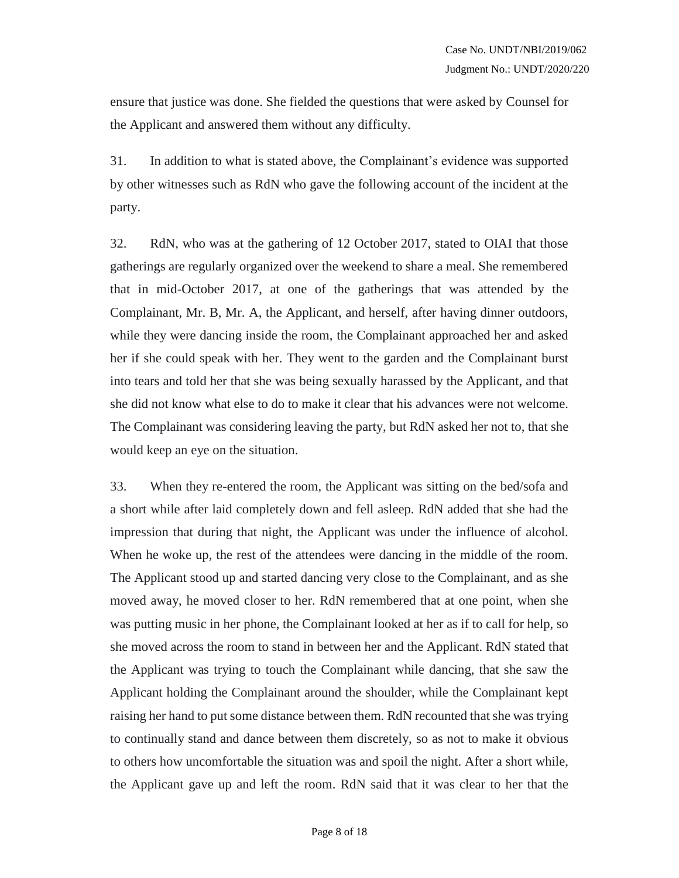ensure that justice was done. She fielded the questions that were asked by Counsel for the Applicant and answered them without any difficulty.

31. In addition to what is stated above, the Complainant's evidence was supported by other witnesses such as RdN who gave the following account of the incident at the party.

32. RdN, who was at the gathering of 12 October 2017, stated to OIAI that those gatherings are regularly organized over the weekend to share a meal. She remembered that in mid-October 2017, at one of the gatherings that was attended by the Complainant, Mr. B, Mr. A, the Applicant, and herself, after having dinner outdoors, while they were dancing inside the room, the Complainant approached her and asked her if she could speak with her. They went to the garden and the Complainant burst into tears and told her that she was being sexually harassed by the Applicant, and that she did not know what else to do to make it clear that his advances were not welcome. The Complainant was considering leaving the party, but RdN asked her not to, that she would keep an eye on the situation.

33. When they re-entered the room, the Applicant was sitting on the bed/sofa and a short while after laid completely down and fell asleep. RdN added that she had the impression that during that night, the Applicant was under the influence of alcohol. When he woke up, the rest of the attendees were dancing in the middle of the room. The Applicant stood up and started dancing very close to the Complainant, and as she moved away, he moved closer to her. RdN remembered that at one point, when she was putting music in her phone, the Complainant looked at her as if to call for help, so she moved across the room to stand in between her and the Applicant. RdN stated that the Applicant was trying to touch the Complainant while dancing, that she saw the Applicant holding the Complainant around the shoulder, while the Complainant kept raising her hand to put some distance between them. RdN recounted that she was trying to continually stand and dance between them discretely, so as not to make it obvious to others how uncomfortable the situation was and spoil the night. After a short while, the Applicant gave up and left the room. RdN said that it was clear to her that the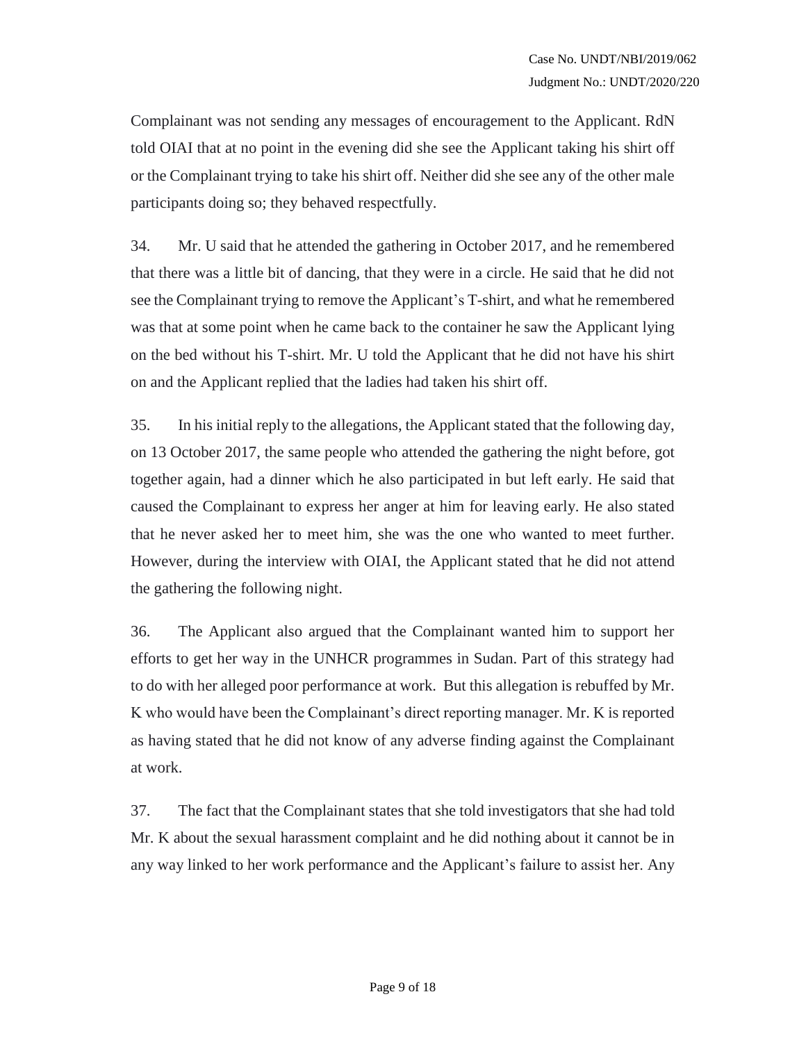Complainant was not sending any messages of encouragement to the Applicant. RdN told OIAI that at no point in the evening did she see the Applicant taking his shirt off or the Complainant trying to take his shirt off. Neither did she see any of the other male participants doing so; they behaved respectfully.

34. Mr. U said that he attended the gathering in October 2017, and he remembered that there was a little bit of dancing, that they were in a circle. He said that he did not see the Complainant trying to remove the Applicant's T-shirt, and what he remembered was that at some point when he came back to the container he saw the Applicant lying on the bed without his T-shirt. Mr. U told the Applicant that he did not have his shirt on and the Applicant replied that the ladies had taken his shirt off.

35. In his initial reply to the allegations, the Applicant stated that the following day, on 13 October 2017, the same people who attended the gathering the night before, got together again, had a dinner which he also participated in but left early. He said that caused the Complainant to express her anger at him for leaving early. He also stated that he never asked her to meet him, she was the one who wanted to meet further. However, during the interview with OIAI, the Applicant stated that he did not attend the gathering the following night.

36. The Applicant also argued that the Complainant wanted him to support her efforts to get her way in the UNHCR programmes in Sudan. Part of this strategy had to do with her alleged poor performance at work. But this allegation is rebuffed by Mr. K who would have been the Complainant's direct reporting manager. Mr. K is reported as having stated that he did not know of any adverse finding against the Complainant at work.

37. The fact that the Complainant states that she told investigators that she had told Mr. K about the sexual harassment complaint and he did nothing about it cannot be in any way linked to her work performance and the Applicant's failure to assist her. Any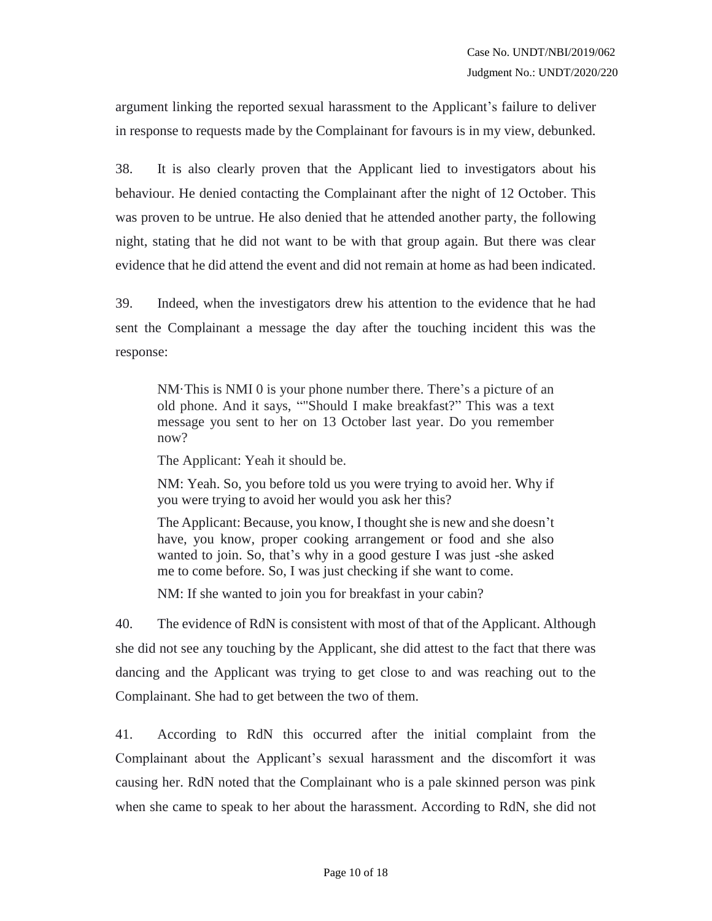argument linking the reported sexual harassment to the Applicant's failure to deliver in response to requests made by the Complainant for favours is in my view, debunked.

38. It is also clearly proven that the Applicant lied to investigators about his behaviour. He denied contacting the Complainant after the night of 12 October. This was proven to be untrue. He also denied that he attended another party, the following night, stating that he did not want to be with that group again. But there was clear evidence that he did attend the event and did not remain at home as had been indicated.

39. Indeed, when the investigators drew his attention to the evidence that he had sent the Complainant a message the day after the touching incident this was the response:

> NM·This is NMI 0 is your phone number there. There's a picture of an old phone. And it says, ""Should I make breakfast?" This was a text message you sent to her on 13 October last year. Do you remember now?
>
> The Applicant: Yeah it should be.
>
> NM: Yeah. So, you before told us you were trying to avoid her. Why if you were trying to avoid her would you ask her this?
>
> The Applicant: Because, you know, I thought she is new and she doesn't have, you know, proper cooking arrangement or food and she also wanted to join. So, that's why in a good gesture I was just -she asked me to come before. So, I was just checking if she want to come.
>
> NM: If she wanted to join you for breakfast in your cabin?

40. The evidence of RdN is consistent with most of that of the Applicant. Although she did not see any touching by the Applicant, she did attest to the fact that there was dancing and the Applicant was trying to get close to and was reaching out to the Complainant. She had to get between the two of them.

41. According to RdN this occurred after the initial complaint from the Complainant about the Applicant's sexual harassment and the discomfort it was causing her. RdN noted that the Complainant who is a pale skinned person was pink when she came to speak to her about the harassment. According to RdN, she did not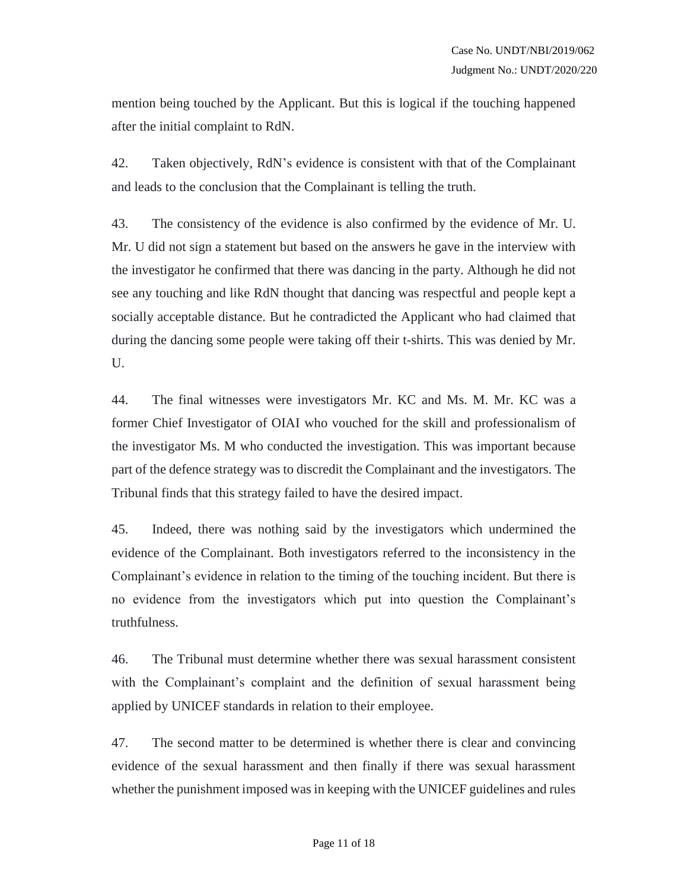mention being touched by the Applicant. But this is logical if the touching happened after the initial complaint to RdN.

42. Taken objectively, RdN's evidence is consistent with that of the Complainant and leads to the conclusion that the Complainant is telling the truth.

43. The consistency of the evidence is also confirmed by the evidence of Mr. U. Mr. U did not sign a statement but based on the answers he gave in the interview with the investigator he confirmed that there was dancing in the party. Although he did not see any touching and like RdN thought that dancing was respectful and people kept a socially acceptable distance. But he contradicted the Applicant who had claimed that during the dancing some people were taking off their t-shirts. This was denied by Mr. U.

44. The final witnesses were investigators Mr. KC and Ms. M. Mr. KC was a former Chief Investigator of OIAI who vouched for the skill and professionalism of the investigator Ms. M who conducted the investigation. This was important because part of the defence strategy was to discredit the Complainant and the investigators. The Tribunal finds that this strategy failed to have the desired impact.

45. Indeed, there was nothing said by the investigators which undermined the evidence of the Complainant. Both investigators referred to the inconsistency in the Complainant's evidence in relation to the timing of the touching incident. But there is no evidence from the investigators which put into question the Complainant's truthfulness.

46. The Tribunal must determine whether there was sexual harassment consistent with the Complainant's complaint and the definition of sexual harassment being applied by UNICEF standards in relation to their employee.

47. The second matter to be determined is whether there is clear and convincing evidence of the sexual harassment and then finally if there was sexual harassment whether the punishment imposed was in keeping with the UNICEF guidelines and rules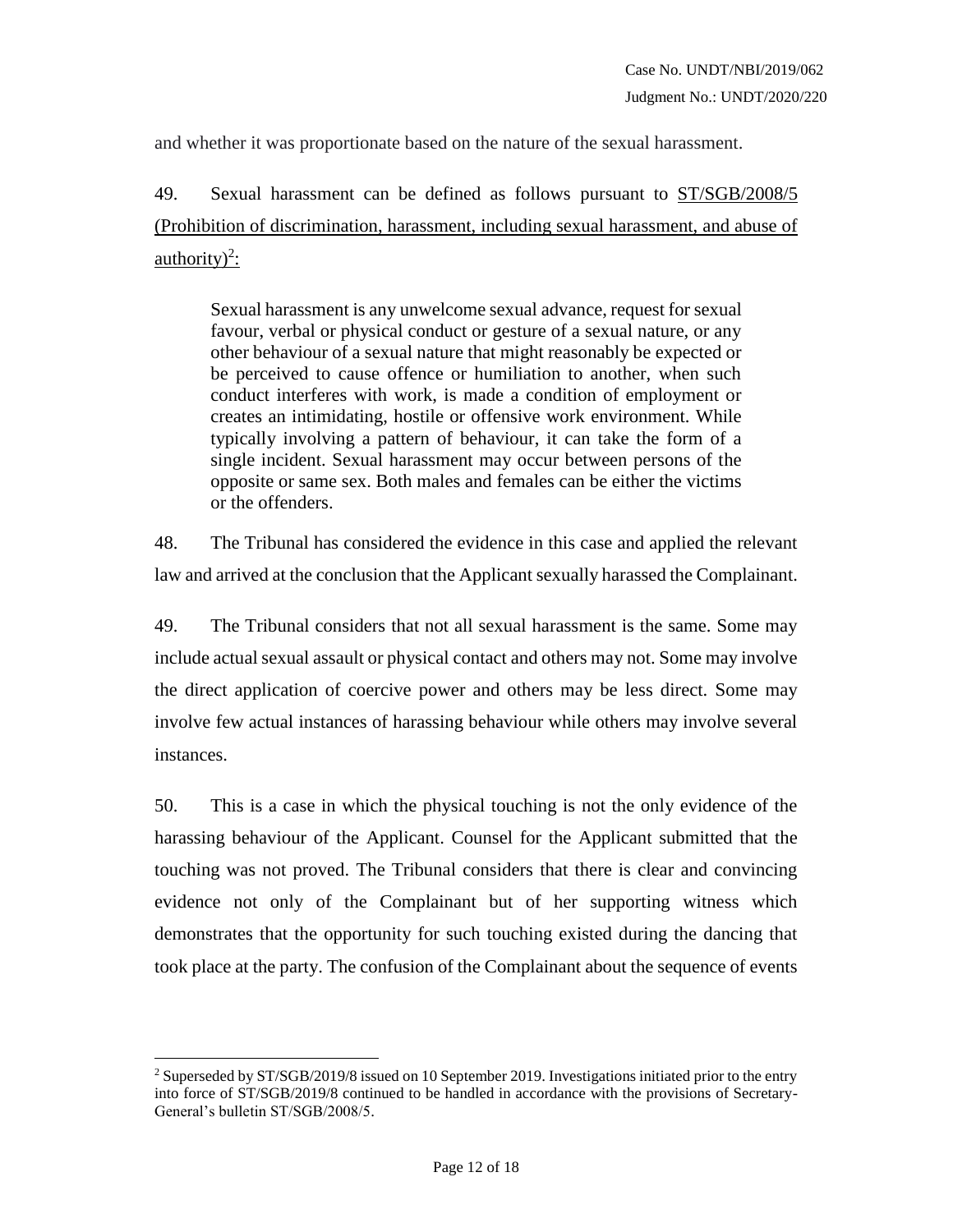and whether it was proportionate based on the nature of the sexual harassment.

49. Sexual harassment can be defined as follows pursuant to ST/SGB/2008/5 (Prohibition of discrimination, harassment, including sexual harassment, and abuse of authority)[2]:

> Sexual harassment is any unwelcome sexual advance, request for sexual favour, verbal or physical conduct or gesture of a sexual nature, or any other behaviour of a sexual nature that might reasonably be expected or be perceived to cause offence or humiliation to another, when such conduct interferes with work, is made a condition of employment or creates an intimidating, hostile or offensive work environment. While typically involving a pattern of behaviour, it can take the form of a single incident. Sexual harassment may occur between persons of the opposite or same sex. Both males and females can be either the victims or the offenders.

48. The Tribunal has considered the evidence in this case and applied the relevant law and arrived at the conclusion that the Applicant sexually harassed the Complainant.

49. The Tribunal considers that not all sexual harassment is the same. Some may include actual sexual assault or physical contact and others may not. Some may involve the direct application of coercive power and others may be less direct. Some may involve few actual instances of harassing behaviour while others may involve several instances.

50. This is a case in which the physical touching is not the only evidence of the harassing behaviour of the Applicant. Counsel for the Applicant submitted that the touching was not proved. The Tribunal considers that there is clear and convincing evidence not only of the Complainant but of her supporting witness which demonstrates that the opportunity for such touching existed during the dancing that took place at the party. The confusion of the Complainant about the sequence of events

[2] Superseded by ST/SGB/2019/8 issued on 10 September 2019. Investigations initiated prior to the entry into force of ST/SGB/2019/8 continued to be handled in accordance with the provisions of Secretary-General's bulletin ST/SGB/2008/5.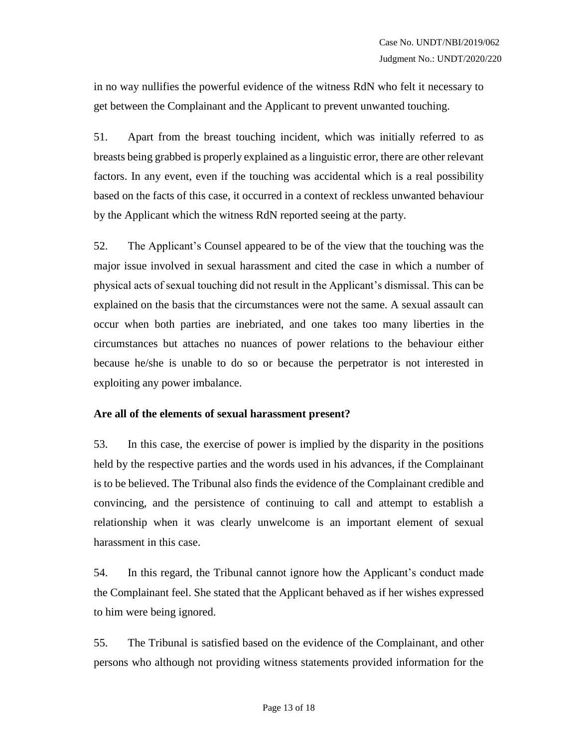in no way nullifies the powerful evidence of the witness RdN who felt it necessary to get between the Complainant and the Applicant to prevent unwanted touching.

51. Apart from the breast touching incident, which was initially referred to as breasts being grabbed is properly explained as a linguistic error, there are other relevant factors. In any event, even if the touching was accidental which is a real possibility based on the facts of this case, it occurred in a context of reckless unwanted behaviour by the Applicant which the witness RdN reported seeing at the party.

52. The Applicant's Counsel appeared to be of the view that the touching was the major issue involved in sexual harassment and cited the case in which a number of physical acts of sexual touching did not result in the Applicant's dismissal. This can be explained on the basis that the circumstances were not the same. A sexual assault can occur when both parties are inebriated, and one takes too many liberties in the circumstances but attaches no nuances of power relations to the behaviour either because he/she is unable to do so or because the perpetrator is not interested in exploiting any power imbalance.

**Are all of the elements of sexual harassment present?**

53. In this case, the exercise of power is implied by the disparity in the positions held by the respective parties and the words used in his advances, if the Complainant is to be believed. The Tribunal also finds the evidence of the Complainant credible and convincing, and the persistence of continuing to call and attempt to establish a relationship when it was clearly unwelcome is an important element of sexual harassment in this case.

54. In this regard, the Tribunal cannot ignore how the Applicant's conduct made the Complainant feel. She stated that the Applicant behaved as if her wishes expressed to him were being ignored.

55. The Tribunal is satisfied based on the evidence of the Complainant, and other persons who although not providing witness statements provided information for the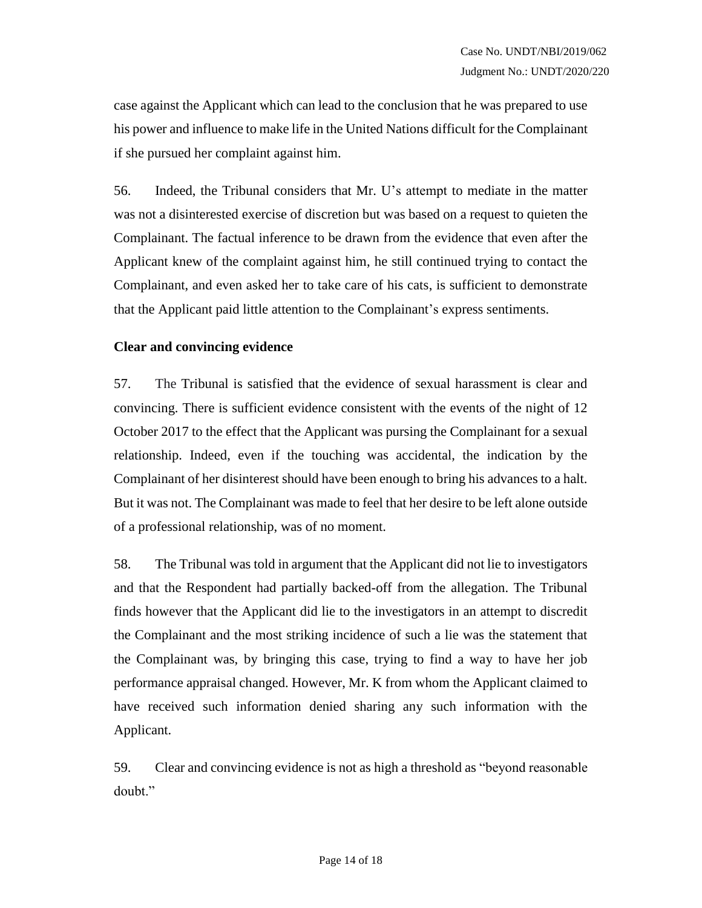case against the Applicant which can lead to the conclusion that he was prepared to use his power and influence to make life in the United Nations difficult for the Complainant if she pursued her complaint against him.

56. Indeed, the Tribunal considers that Mr. U's attempt to mediate in the matter was not a disinterested exercise of discretion but was based on a request to quieten the Complainant. The factual inference to be drawn from the evidence that even after the Applicant knew of the complaint against him, he still continued trying to contact the Complainant, and even asked her to take care of his cats, is sufficient to demonstrate that the Applicant paid little attention to the Complainant's express sentiments.

**Clear and convincing evidence**

57. The Tribunal is satisfied that the evidence of sexual harassment is clear and convincing. There is sufficient evidence consistent with the events of the night of 12 October 2017 to the effect that the Applicant was pursing the Complainant for a sexual relationship. Indeed, even if the touching was accidental, the indication by the Complainant of her disinterest should have been enough to bring his advances to a halt. But it was not. The Complainant was made to feel that her desire to be left alone outside of a professional relationship, was of no moment.

58. The Tribunal was told in argument that the Applicant did not lie to investigators and that the Respondent had partially backed-off from the allegation. The Tribunal finds however that the Applicant did lie to the investigators in an attempt to discredit the Complainant and the most striking incidence of such a lie was the statement that the Complainant was, by bringing this case, trying to find a way to have her job performance appraisal changed. However, Mr. K from whom the Applicant claimed to have received such information denied sharing any such information with the Applicant.

59. Clear and convincing evidence is not as high a threshold as "beyond reasonable doubt."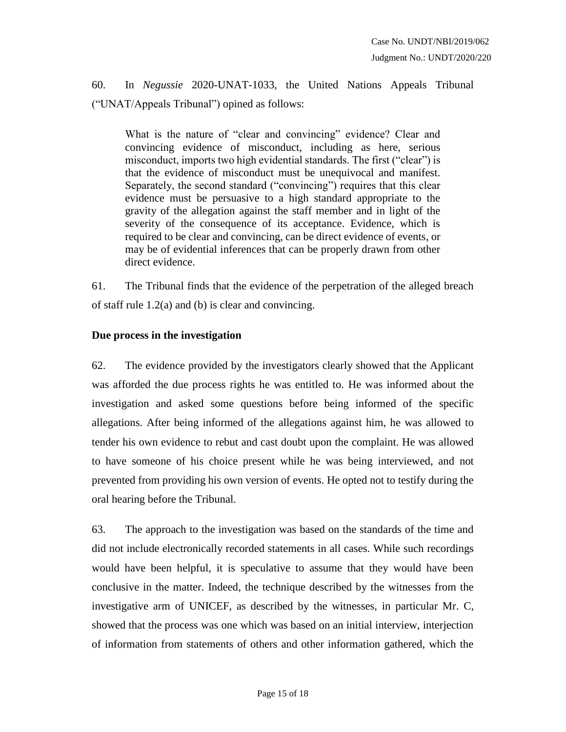60. In *Negussie* 2020-UNAT-1033, the United Nations Appeals Tribunal ("UNAT/Appeals Tribunal") opined as follows:

> What is the nature of "clear and convincing" evidence? Clear and convincing evidence of misconduct, including as here, serious misconduct, imports two high evidential standards. The first ("clear") is that the evidence of misconduct must be unequivocal and manifest. Separately, the second standard ("convincing") requires that this clear evidence must be persuasive to a high standard appropriate to the gravity of the allegation against the staff member and in light of the severity of the consequence of its acceptance. Evidence, which is required to be clear and convincing, can be direct evidence of events, or may be of evidential inferences that can be properly drawn from other direct evidence.

61. The Tribunal finds that the evidence of the perpetration of the alleged breach of staff rule 1.2(a) and (b) is clear and convincing.

**Due process in the investigation**

62. The evidence provided by the investigators clearly showed that the Applicant was afforded the due process rights he was entitled to. He was informed about the investigation and asked some questions before being informed of the specific allegations. After being informed of the allegations against him, he was allowed to tender his own evidence to rebut and cast doubt upon the complaint. He was allowed to have someone of his choice present while he was being interviewed, and not prevented from providing his own version of events. He opted not to testify during the oral hearing before the Tribunal.

63. The approach to the investigation was based on the standards of the time and did not include electronically recorded statements in all cases. While such recordings would have been helpful, it is speculative to assume that they would have been conclusive in the matter. Indeed, the technique described by the witnesses from the investigative arm of UNICEF, as described by the witnesses, in particular Mr. C, showed that the process was one which was based on an initial interview, interjection of information from statements of others and other information gathered, which the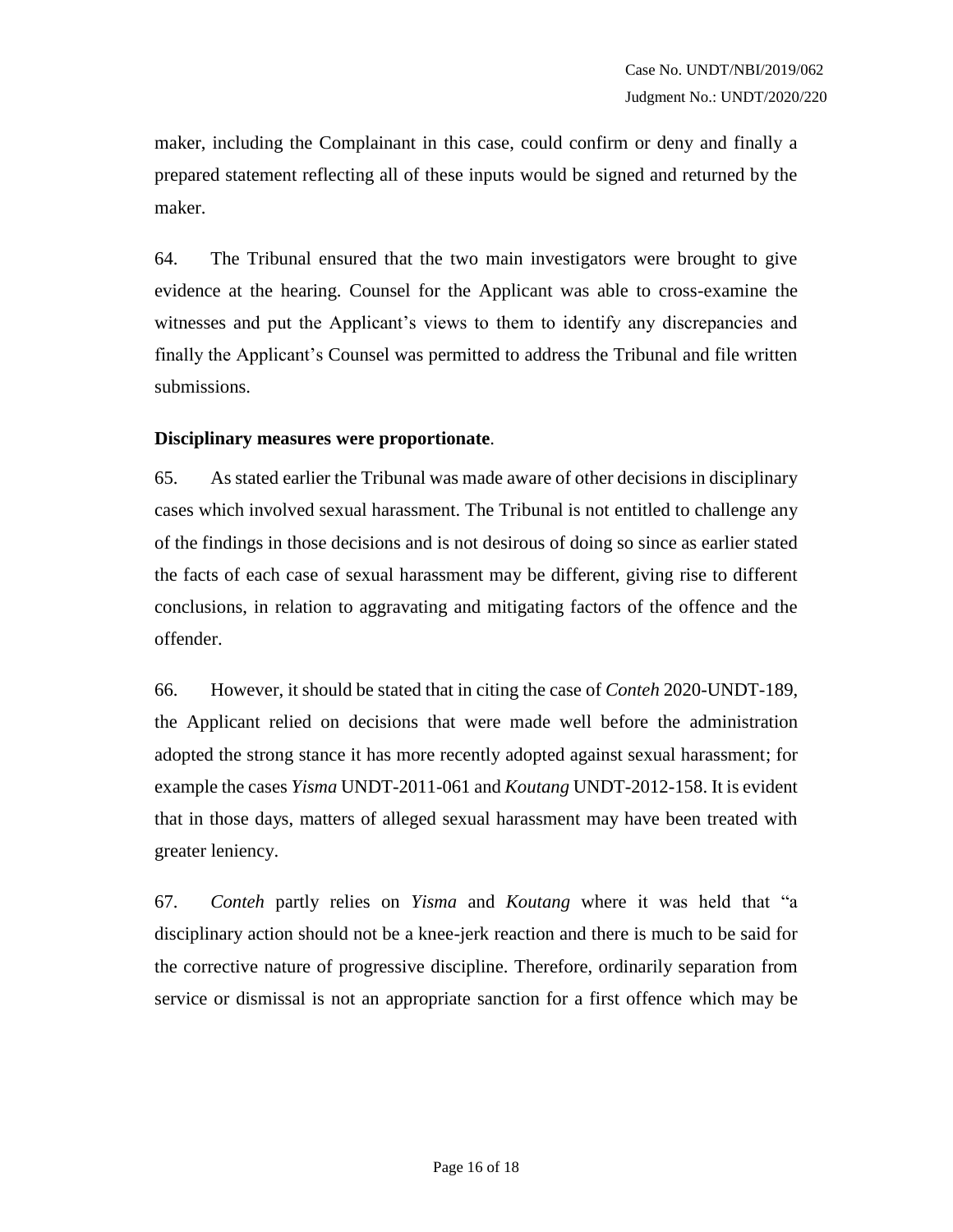maker, including the Complainant in this case, could confirm or deny and finally a prepared statement reflecting all of these inputs would be signed and returned by the maker.

64. The Tribunal ensured that the two main investigators were brought to give evidence at the hearing. Counsel for the Applicant was able to cross-examine the witnesses and put the Applicant's views to them to identify any discrepancies and finally the Applicant's Counsel was permitted to address the Tribunal and file written submissions.

**Disciplinary measures were proportionate**.

65. As stated earlier the Tribunal was made aware of other decisions in disciplinary cases which involved sexual harassment. The Tribunal is not entitled to challenge any of the findings in those decisions and is not desirous of doing so since as earlier stated the facts of each case of sexual harassment may be different, giving rise to different conclusions, in relation to aggravating and mitigating factors of the offence and the offender.

66. However, it should be stated that in citing the case of *Conteh* 2020-UNDT-189, the Applicant relied on decisions that were made well before the administration adopted the strong stance it has more recently adopted against sexual harassment; for example the cases *Yisma* UNDT-2011-061 and *Koutang* UNDT-2012-158. It is evident that in those days, matters of alleged sexual harassment may have been treated with greater leniency.

67. *Conteh* partly relies on *Yisma* and *Koutang* where it was held that "a disciplinary action should not be a knee-jerk reaction and there is much to be said for the corrective nature of progressive discipline. Therefore, ordinarily separation from service or dismissal is not an appropriate sanction for a first offence which may be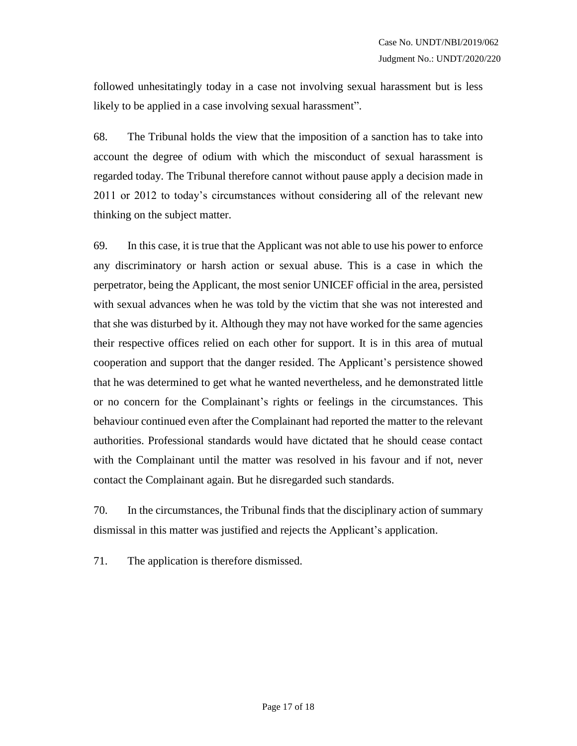followed unhesitatingly today in a case not involving sexual harassment but is less likely to be applied in a case involving sexual harassment".

68. The Tribunal holds the view that the imposition of a sanction has to take into account the degree of odium with which the misconduct of sexual harassment is regarded today. The Tribunal therefore cannot without pause apply a decision made in 2011 or 2012 to today's circumstances without considering all of the relevant new thinking on the subject matter.

69. In this case, it is true that the Applicant was not able to use his power to enforce any discriminatory or harsh action or sexual abuse. This is a case in which the perpetrator, being the Applicant, the most senior UNICEF official in the area, persisted with sexual advances when he was told by the victim that she was not interested and that she was disturbed by it. Although they may not have worked for the same agencies their respective offices relied on each other for support. It is in this area of mutual cooperation and support that the danger resided. The Applicant's persistence showed that he was determined to get what he wanted nevertheless, and he demonstrated little or no concern for the Complainant's rights or feelings in the circumstances. This behaviour continued even after the Complainant had reported the matter to the relevant authorities. Professional standards would have dictated that he should cease contact with the Complainant until the matter was resolved in his favour and if not, never contact the Complainant again. But he disregarded such standards.

70. In the circumstances, the Tribunal finds that the disciplinary action of summary dismissal in this matter was justified and rejects the Applicant's application.

71. The application is therefore dismissed.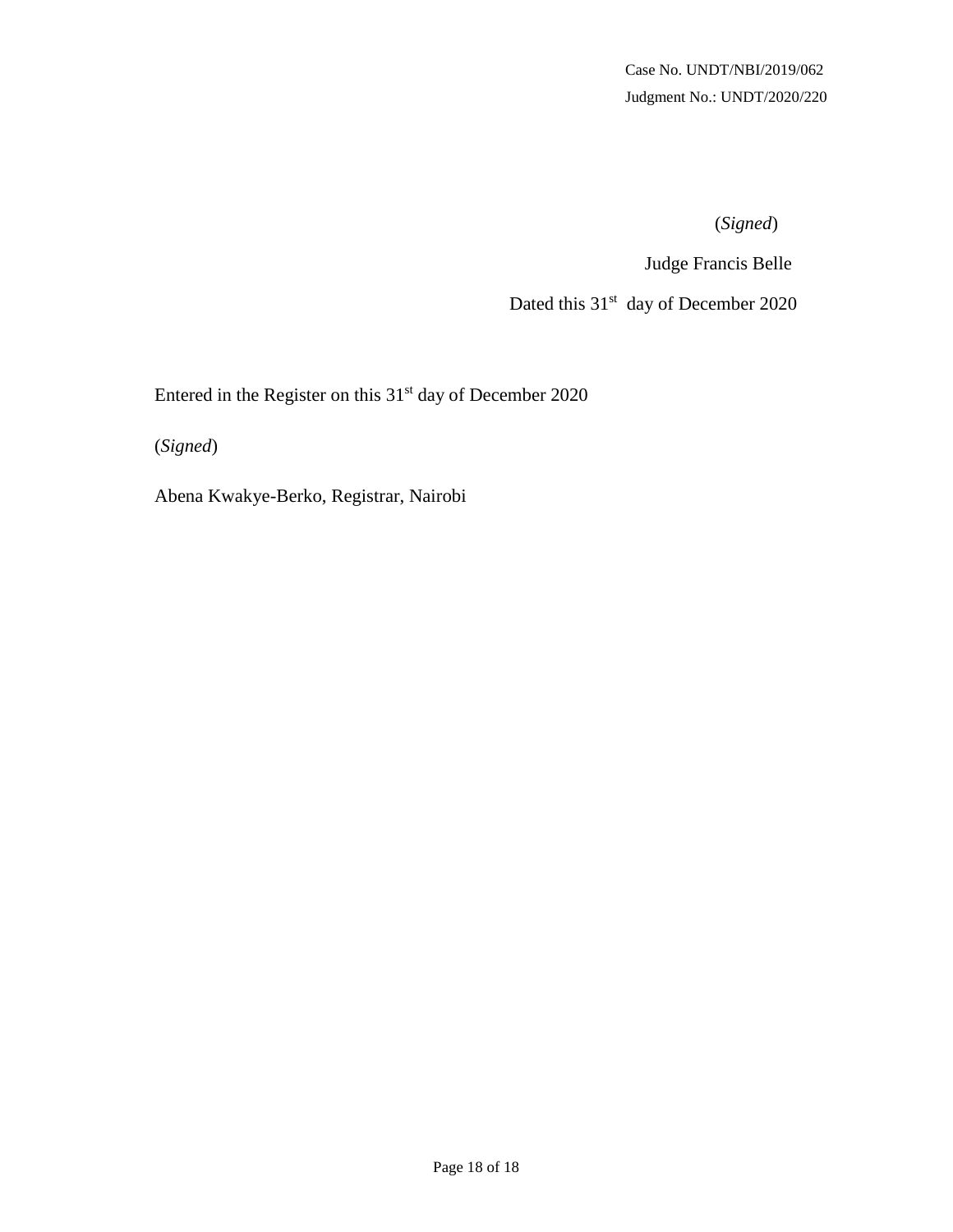(*Signed*)

Judge Francis Belle

Dated this 31st day of December 2020

Entered in the Register on this 31st day of December 2020

(*Signed*)

Abena Kwakye-Berko, Registrar, Nairobi